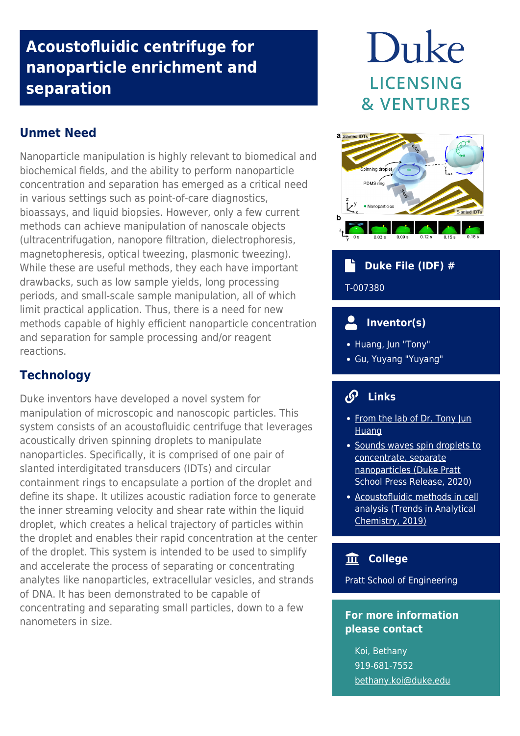# Acoustofluidic centrifuge for nanoparticle enrichment and separation

Duke
LICENSING
& VENTURES

## Unmet Need

Nanoparticle manipulation is highly relevant to biomedical and biochemical fields, and the ability to perform nanoparticle concentration and separation has emerged as a critical need in various settings such as point-of-care diagnostics, bioassays, and liquid biopsies. However, only a few current methods can achieve manipulation of nanoscale objects (ultracentrifugation, nanopore filtration, dielectrophoresis, magnetophoresis, optical tweezing, plasmonic tweezing). While these are useful methods, they each have important drawbacks, such as low sample yields, long processing periods, and small-scale sample manipulation, all of which limit practical application. Thus, there is a need for new methods capable of highly efficient nanoparticle concentration and separation for sample processing and/or reagent reactions.

## Technology

Duke inventors have developed a novel system for manipulation of microscopic and nanoscopic particles. This system consists of an acoustofluidic centrifuge that leverages acoustically driven spinning droplets to manipulate nanoparticles. Specifically, it is comprised of one pair of slanted interdigitated transducers (IDTs) and circular containment rings to encapsulate a portion of the droplet and define its shape. It utilizes acoustic radiation force to generate the inner streaming velocity and shear rate within the liquid droplet, which creates a helical trajectory of particles within the droplet and enables their rapid concentration at the center of the droplet. This system is intended to be used to simplify and accelerate the process of separating or concentrating analytes like nanoparticles, extracellular vesicles, and strands of DNA. It has been demonstrated to be capable of concentrating and separating small particles, down to a few nanometers in size.

### Duke File (IDF) #

T-007380

### Inventor(s)

- Huang, Jun "Tony"
- Gu, Yuyang "Yuyang"

### Links

- From the lab of Dr. Tony Jun Huang
- Sounds waves spin droplets to concentrate, separate nanoparticles (Duke Pratt School Press Release, 2020)
- Acoustofluidic methods in cell analysis (Trends in Analytical Chemistry, 2019)

### College

Pratt School of Engineering

### For more information please contact

Koi, Bethany
919-681-7552
bethany.koi@duke.edu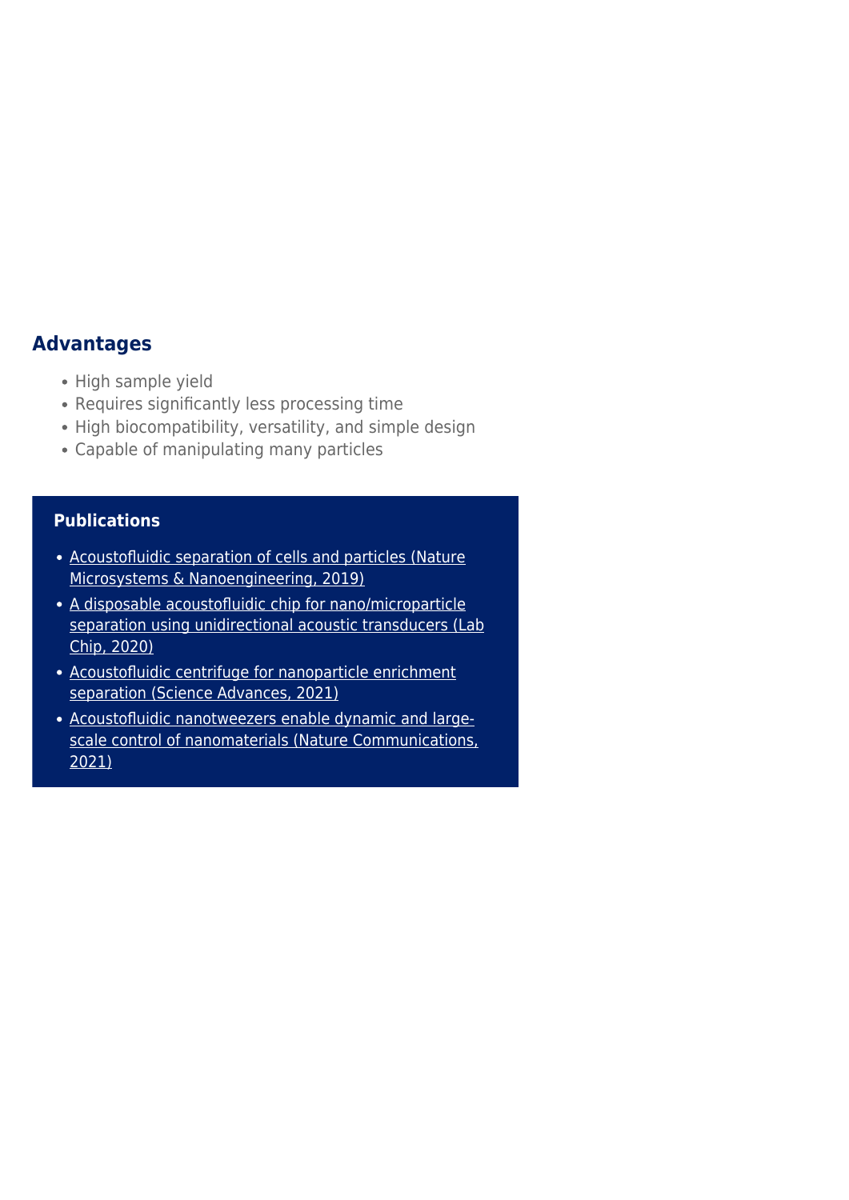## Advantages

- High sample yield
- Requires significantly less processing time
- High biocompatibility, versatility, and simple design
- Capable of manipulating many particles

### Publications

- Acoustofluidic separation of cells and particles (Nature Microsystems & Nanoengineering, 2019)
- A disposable acoustofluidic chip for nano/microparticle separation using unidirectional acoustic transducers (Lab Chip, 2020)
- Acoustofluidic centrifuge for nanoparticle enrichment separation (Science Advances, 2021)
- Acoustofluidic nanotweezers enable dynamic and large-scale control of nanomaterials (Nature Communications, 2021)